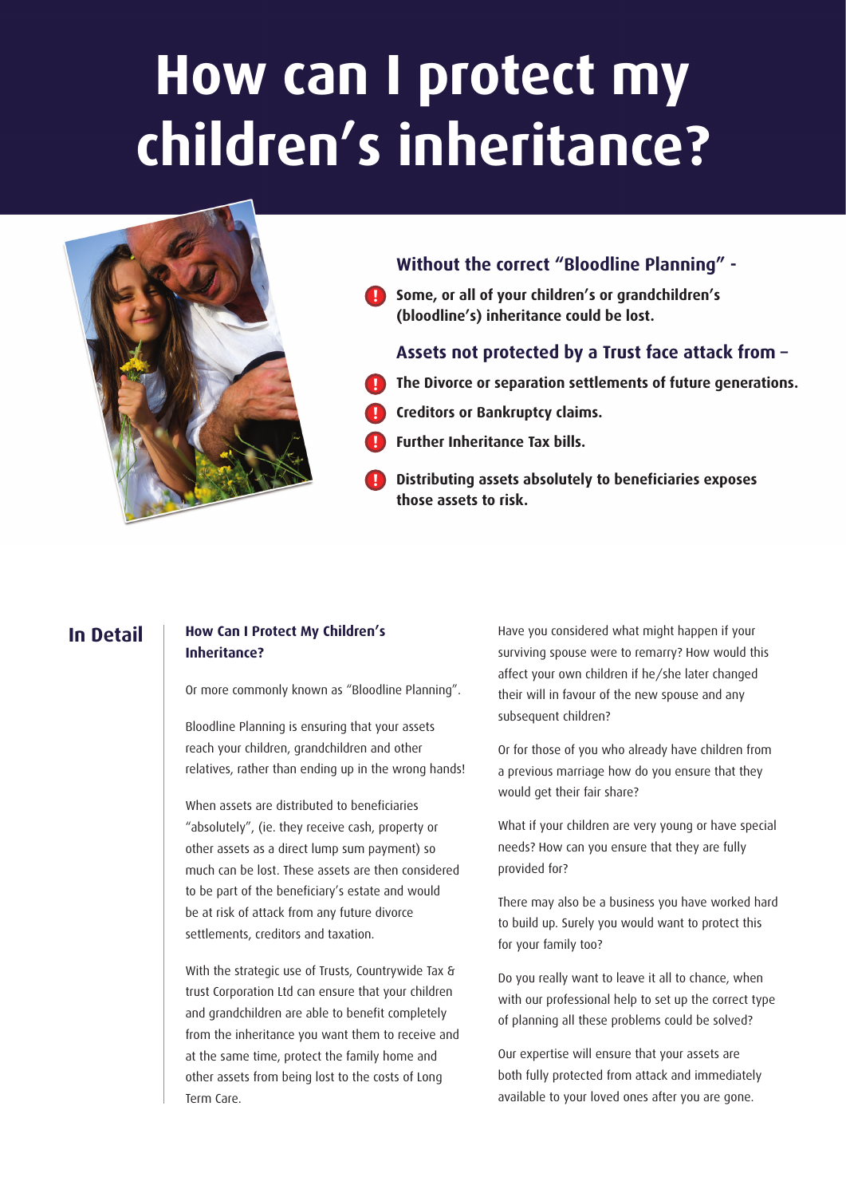# How can I protect my children's inheritance?

### Without the correct "Bloodline Planning" -

- **Some, or all of your children's or grandchildren's (bloodline's) inheritance could be lost.**

### Assets not protected by a Trust face attack from –

- **The Divorce or separation settlements of future generations.**
- **Creditors or Bankruptcy claims.**
- **Further Inheritance Tax bills.**
- **Distributing assets absolutely to beneficiaries exposes those assets to risk.**

## In Detail

### How Can I Protect My Children's Inheritance?

Or more commonly known as "Bloodline Planning".

Bloodline Planning is ensuring that your assets reach your children, grandchildren and other relatives, rather than ending up in the wrong hands!

When assets are distributed to beneficiaries "absolutely", (ie. they receive cash, property or other assets as a direct lump sum payment) so much can be lost. These assets are then considered to be part of the beneficiary's estate and would be at risk of attack from any future divorce settlements, creditors and taxation.

With the strategic use of Trusts, Countrywide Tax & trust Corporation Ltd can ensure that your children and grandchildren are able to benefit completely from the inheritance you want them to receive and at the same time, protect the family home and other assets from being lost to the costs of Long Term Care.

Have you considered what might happen if your surviving spouse were to remarry? How would this affect your own children if he/she later changed their will in favour of the new spouse and any subsequent children?

Or for those of you who already have children from a previous marriage how do you ensure that they would get their fair share?

What if your children are very young or have special needs? How can you ensure that they are fully provided for?

There may also be a business you have worked hard to build up. Surely you would want to protect this for your family too?

Do you really want to leave it all to chance, when with our professional help to set up the correct type of planning all these problems could be solved?

Our expertise will ensure that your assets are both fully protected from attack and immediately available to your loved ones after you are gone.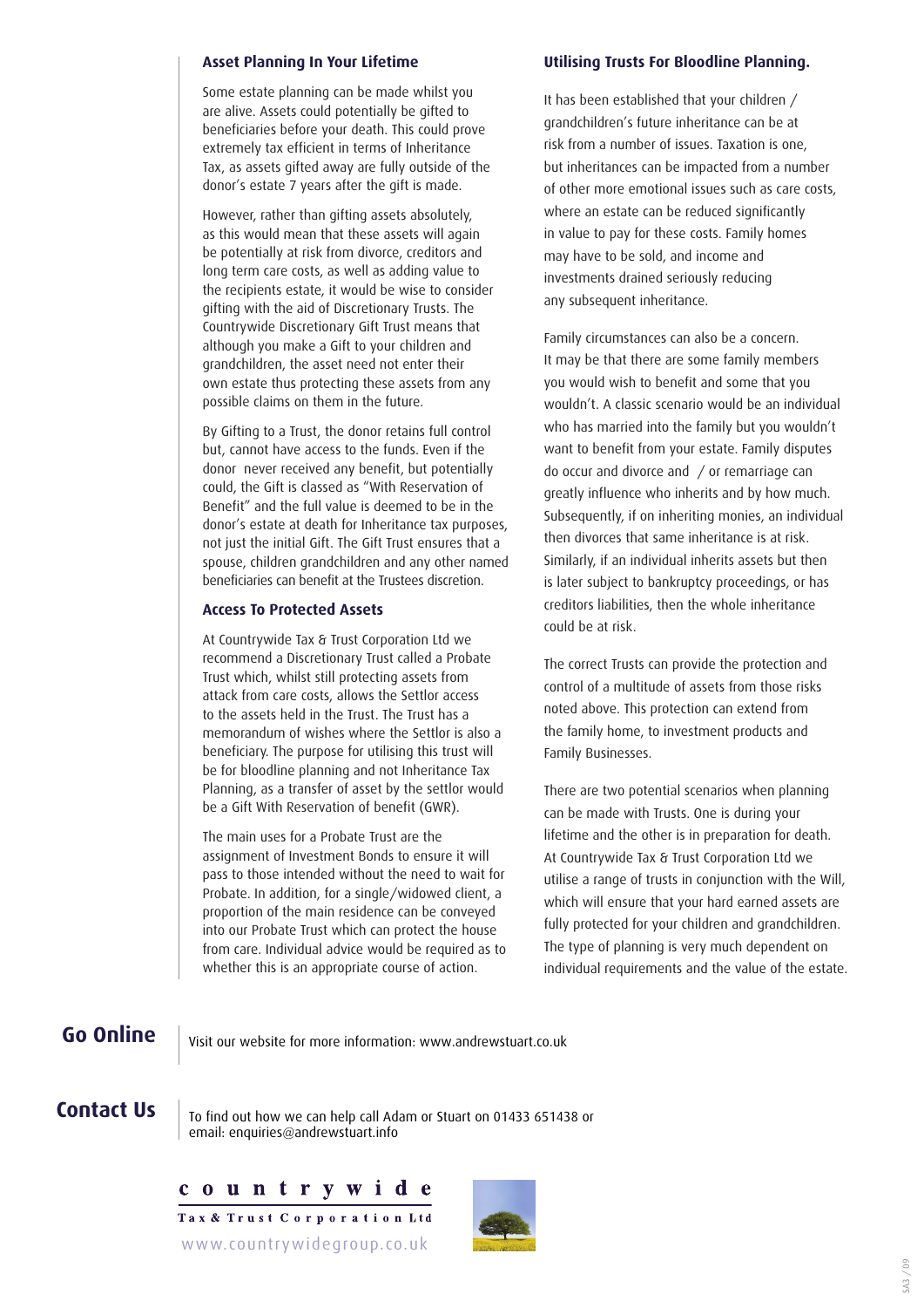### Asset Planning In Your Lifetime

Some estate planning can be made whilst you are alive. Assets could potentially be gifted to beneficiaries before your death. This could prove extremely tax efficient in terms of Inheritance Tax, as assets gifted away are fully outside of the donor's estate 7 years after the gift is made.

However, rather than gifting assets absolutely, as this would mean that these assets will again be potentially at risk from divorce, creditors and long term care costs, as well as adding value to the recipients estate, it would be wise to consider gifting with the aid of Discretionary Trusts. The Countrywide Discretionary Gift Trust means that although you make a Gift to your children and grandchildren, the asset need not enter their own estate thus protecting these assets from any possible claims on them in the future.

By Gifting to a Trust, the donor retains full control but, cannot have access to the funds. Even if the donor never received any benefit, but potentially could, the Gift is classed as "With Reservation of Benefit" and the full value is deemed to be in the donor's estate at death for Inheritance tax purposes, not just the initial Gift. The Gift Trust ensures that a spouse, children grandchildren and any other named beneficiaries can benefit at the Trustees discretion.

### Access To Protected Assets

At Countrywide Tax & Trust Corporation Ltd we recommend a Discretionary Trust called a Probate Trust which, whilst still protecting assets from attack from care costs, allows the Settlor access to the assets held in the Trust. The Trust has a memorandum of wishes where the Settlor is also a beneficiary. The purpose for utilising this trust will be for bloodline planning and not Inheritance Tax Planning, as a transfer of asset by the settlor would be a Gift With Reservation of benefit (GWR).

The main uses for a Probate Trust are the assignment of Investment Bonds to ensure it will pass to those intended without the need to wait for Probate. In addition, for a single/widowed client, a proportion of the main residence can be conveyed into our Probate Trust which can protect the house from care. Individual advice would be required as to whether this is an appropriate course of action.

### Utilising Trusts For Bloodline Planning.

It has been established that your children / grandchildren's future inheritance can be at risk from a number of issues. Taxation is one, but inheritances can be impacted from a number of other more emotional issues such as care costs, where an estate can be reduced significantly in value to pay for these costs. Family homes may have to be sold, and income and investments drained seriously reducing any subsequent inheritance.

Family circumstances can also be a concern. It may be that there are some family members you would wish to benefit and some that you wouldn't. A classic scenario would be an individual who has married into the family but you wouldn't want to benefit from your estate. Family disputes do occur and divorce and / or remarriage can greatly influence who inherits and by how much. Subsequently, if on inheriting monies, an individual then divorces that same inheritance is at risk. Similarly, if an individual inherits assets but then is later subject to bankruptcy proceedings, or has creditors liabilities, then the whole inheritance could be at risk.

The correct Trusts can provide the protection and control of a multitude of assets from those risks noted above. This protection can extend from the family home, to investment products and Family Businesses.

There are two potential scenarios when planning can be made with Trusts. One is during your lifetime and the other is in preparation for death. At Countrywide Tax & Trust Corporation Ltd we utilise a range of trusts in conjunction with the Will, which will ensure that your hard earned assets are fully protected for your children and grandchildren. The type of planning is very much dependent on individual requirements and the value of the estate.

## Go Online

Visit our website for more information: www.andrewstuart.co.uk

## Contact Us

To find out how we can help call Adam or Stuart on 01433 651438 or email: enquiries@andrewstuart.info

countrywide
Tax & Trust Corporation Ltd
www.countrywidegroup.co.uk

SA3 / 09